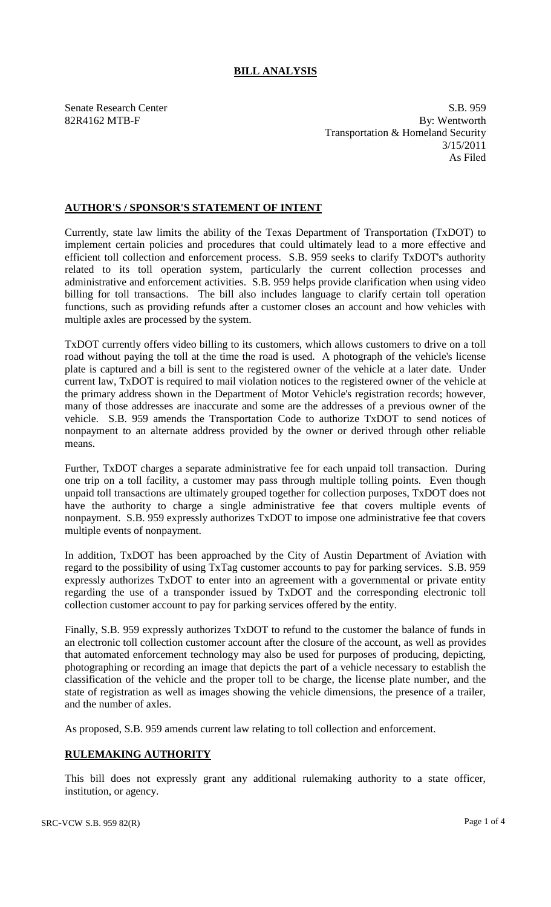# BILL ANALYSIS

Senate Research Center
82R4162 MTB-F

S.B. 959
By: Wentworth
Transportation & Homeland Security
3/15/2011
As Filed

## AUTHOR'S / SPONSOR'S STATEMENT OF INTENT

Currently, state law limits the ability of the Texas Department of Transportation (TxDOT) to implement certain policies and procedures that could ultimately lead to a more effective and efficient toll collection and enforcement process. S.B. 959 seeks to clarify TxDOT's authority related to its toll operation system, particularly the current collection processes and administrative and enforcement activities. S.B. 959 helps provide clarification when using video billing for toll transactions. The bill also includes language to clarify certain toll operation functions, such as providing refunds after a customer closes an account and how vehicles with multiple axles are processed by the system.

TxDOT currently offers video billing to its customers, which allows customers to drive on a toll road without paying the toll at the time the road is used. A photograph of the vehicle's license plate is captured and a bill is sent to the registered owner of the vehicle at a later date. Under current law, TxDOT is required to mail violation notices to the registered owner of the vehicle at the primary address shown in the Department of Motor Vehicle's registration records; however, many of those addresses are inaccurate and some are the addresses of a previous owner of the vehicle. S.B. 959 amends the Transportation Code to authorize TxDOT to send notices of nonpayment to an alternate address provided by the owner or derived through other reliable means.

Further, TxDOT charges a separate administrative fee for each unpaid toll transaction. During one trip on a toll facility, a customer may pass through multiple tolling points. Even though unpaid toll transactions are ultimately grouped together for collection purposes, TxDOT does not have the authority to charge a single administrative fee that covers multiple events of nonpayment. S.B. 959 expressly authorizes TxDOT to impose one administrative fee that covers multiple events of nonpayment.

In addition, TxDOT has been approached by the City of Austin Department of Aviation with regard to the possibility of using TxTag customer accounts to pay for parking services. S.B. 959 expressly authorizes TxDOT to enter into an agreement with a governmental or private entity regarding the use of a transponder issued by TxDOT and the corresponding electronic toll collection customer account to pay for parking services offered by the entity.

Finally, S.B. 959 expressly authorizes TxDOT to refund to the customer the balance of funds in an electronic toll collection customer account after the closure of the account, as well as provides that automated enforcement technology may also be used for purposes of producing, depicting, photographing or recording an image that depicts the part of a vehicle necessary to establish the classification of the vehicle and the proper toll to be charge, the license plate number, and the state of registration as well as images showing the vehicle dimensions, the presence of a trailer, and the number of axles.

As proposed, S.B. 959 amends current law relating to toll collection and enforcement.

## RULEMAKING AUTHORITY

This bill does not expressly grant any additional rulemaking authority to a state officer, institution, or agency.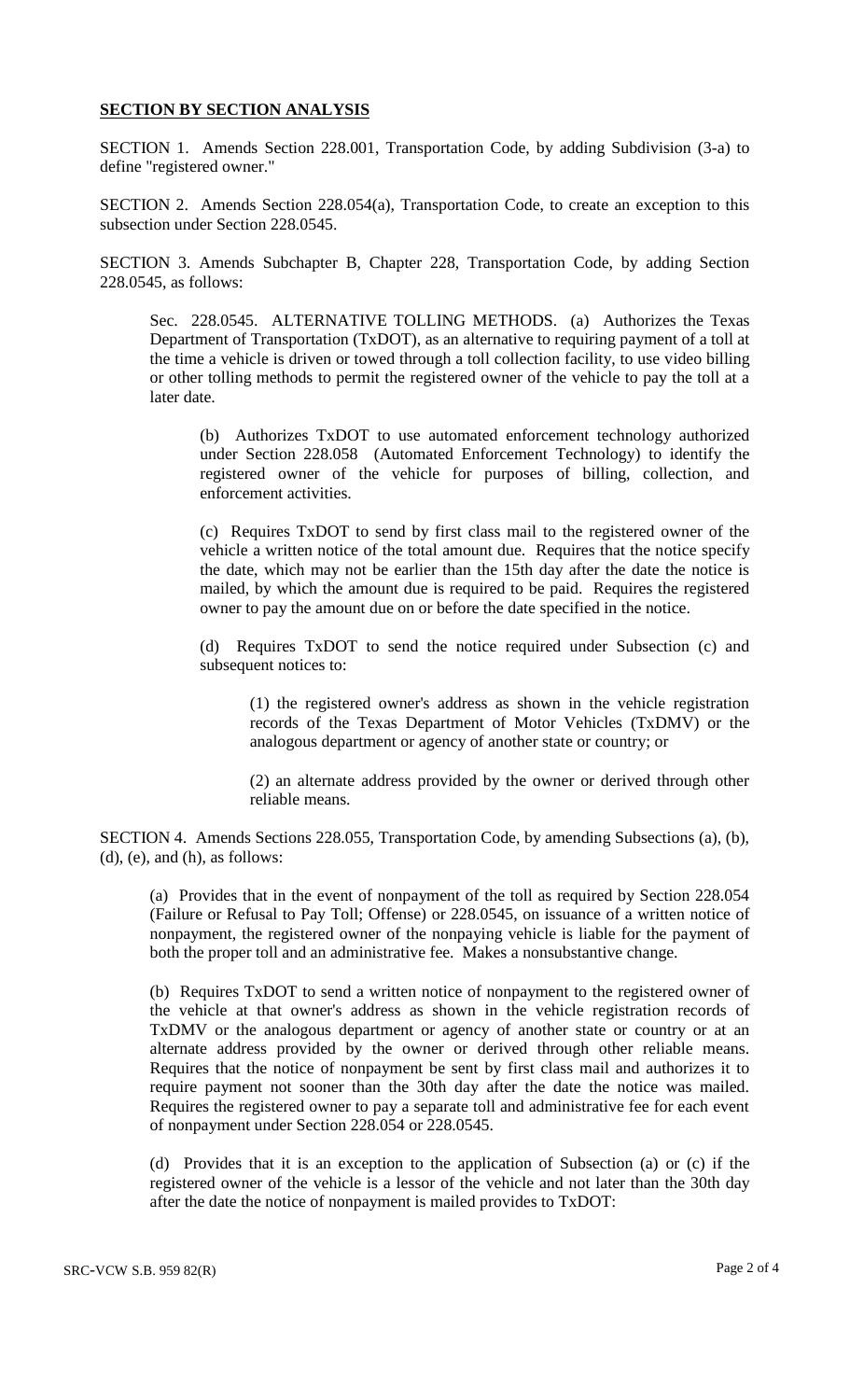**SECTION BY SECTION ANALYSIS**

SECTION 1. Amends Section 228.001, Transportation Code, by adding Subdivision (3-a) to define "registered owner."

SECTION 2. Amends Section 228.054(a), Transportation Code, to create an exception to this subsection under Section 228.0545.

SECTION 3. Amends Subchapter B, Chapter 228, Transportation Code, by adding Section 228.0545, as follows:

Sec. 228.0545. ALTERNATIVE TOLLING METHODS. (a) Authorizes the Texas Department of Transportation (TxDOT), as an alternative to requiring payment of a toll at the time a vehicle is driven or towed through a toll collection facility, to use video billing or other tolling methods to permit the registered owner of the vehicle to pay the toll at a later date.

(b) Authorizes TxDOT to use automated enforcement technology authorized under Section 228.058 (Automated Enforcement Technology) to identify the registered owner of the vehicle for purposes of billing, collection, and enforcement activities.

(c) Requires TxDOT to send by first class mail to the registered owner of the vehicle a written notice of the total amount due. Requires that the notice specify the date, which may not be earlier than the 15th day after the date the notice is mailed, by which the amount due is required to be paid. Requires the registered owner to pay the amount due on or before the date specified in the notice.

(d) Requires TxDOT to send the notice required under Subsection (c) and subsequent notices to:

(1) the registered owner's address as shown in the vehicle registration records of the Texas Department of Motor Vehicles (TxDMV) or the analogous department or agency of another state or country; or

(2) an alternate address provided by the owner or derived through other reliable means.

SECTION 4. Amends Sections 228.055, Transportation Code, by amending Subsections (a), (b), (d), (e), and (h), as follows:

(a) Provides that in the event of nonpayment of the toll as required by Section 228.054 (Failure or Refusal to Pay Toll; Offense) or 228.0545, on issuance of a written notice of nonpayment, the registered owner of the nonpaying vehicle is liable for the payment of both the proper toll and an administrative fee. Makes a nonsubstantive change.

(b) Requires TxDOT to send a written notice of nonpayment to the registered owner of the vehicle at that owner's address as shown in the vehicle registration records of TxDMV or the analogous department or agency of another state or country or at an alternate address provided by the owner or derived through other reliable means. Requires that the notice of nonpayment be sent by first class mail and authorizes it to require payment not sooner than the 30th day after the date the notice was mailed. Requires the registered owner to pay a separate toll and administrative fee for each event of nonpayment under Section 228.054 or 228.0545.

(d) Provides that it is an exception to the application of Subsection (a) or (c) if the registered owner of the vehicle is a lessor of the vehicle and not later than the 30th day after the date the notice of nonpayment is mailed provides to TxDOT: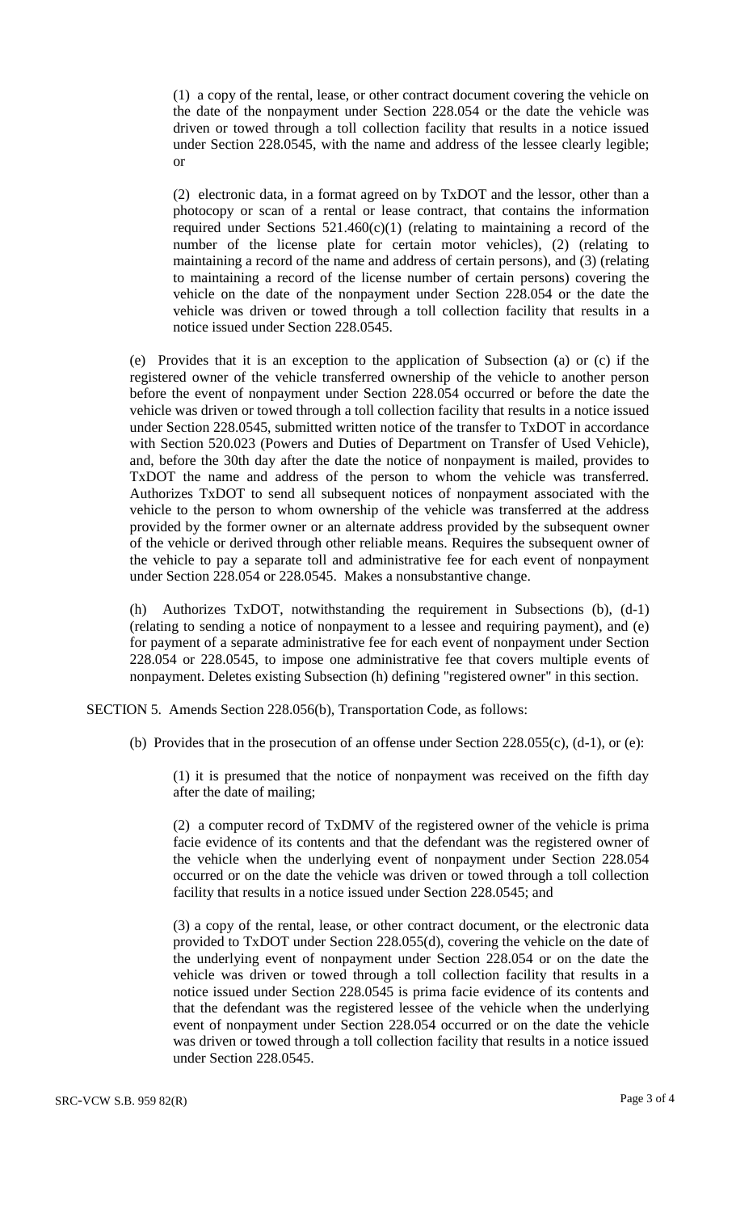(1) a copy of the rental, lease, or other contract document covering the vehicle on the date of the nonpayment under Section 228.054 or the date the vehicle was driven or towed through a toll collection facility that results in a notice issued under Section 228.0545, with the name and address of the lessee clearly legible; or

(2) electronic data, in a format agreed on by TxDOT and the lessor, other than a photocopy or scan of a rental or lease contract, that contains the information required under Sections 521.460(c)(1) (relating to maintaining a record of the number of the license plate for certain motor vehicles), (2) (relating to maintaining a record of the name and address of certain persons), and (3) (relating to maintaining a record of the license number of certain persons) covering the vehicle on the date of the nonpayment under Section 228.054 or the date the vehicle was driven or towed through a toll collection facility that results in a notice issued under Section 228.0545.

(e) Provides that it is an exception to the application of Subsection (a) or (c) if the registered owner of the vehicle transferred ownership of the vehicle to another person before the event of nonpayment under Section 228.054 occurred or before the date the vehicle was driven or towed through a toll collection facility that results in a notice issued under Section 228.0545, submitted written notice of the transfer to TxDOT in accordance with Section 520.023 (Powers and Duties of Department on Transfer of Used Vehicle), and, before the 30th day after the date the notice of nonpayment is mailed, provides to TxDOT the name and address of the person to whom the vehicle was transferred. Authorizes TxDOT to send all subsequent notices of nonpayment associated with the vehicle to the person to whom ownership of the vehicle was transferred at the address provided by the former owner or an alternate address provided by the subsequent owner of the vehicle or derived through other reliable means. Requires the subsequent owner of the vehicle to pay a separate toll and administrative fee for each event of nonpayment under Section 228.054 or 228.0545. Makes a nonsubstantive change.

(h) Authorizes TxDOT, notwithstanding the requirement in Subsections (b), (d-1) (relating to sending a notice of nonpayment to a lessee and requiring payment), and (e) for payment of a separate administrative fee for each event of nonpayment under Section 228.054 or 228.0545, to impose one administrative fee that covers multiple events of nonpayment. Deletes existing Subsection (h) defining "registered owner" in this section.

SECTION 5. Amends Section 228.056(b), Transportation Code, as follows:

(b) Provides that in the prosecution of an offense under Section 228.055(c), (d-1), or (e):

(1) it is presumed that the notice of nonpayment was received on the fifth day after the date of mailing;

(2) a computer record of TxDMV of the registered owner of the vehicle is prima facie evidence of its contents and that the defendant was the registered owner of the vehicle when the underlying event of nonpayment under Section 228.054 occurred or on the date the vehicle was driven or towed through a toll collection facility that results in a notice issued under Section 228.0545; and

(3) a copy of the rental, lease, or other contract document, or the electronic data provided to TxDOT under Section 228.055(d), covering the vehicle on the date of the underlying event of nonpayment under Section 228.054 or on the date the vehicle was driven or towed through a toll collection facility that results in a notice issued under Section 228.0545 is prima facie evidence of its contents and that the defendant was the registered lessee of the vehicle when the underlying event of nonpayment under Section 228.054 occurred or on the date the vehicle was driven or towed through a toll collection facility that results in a notice issued under Section 228.0545.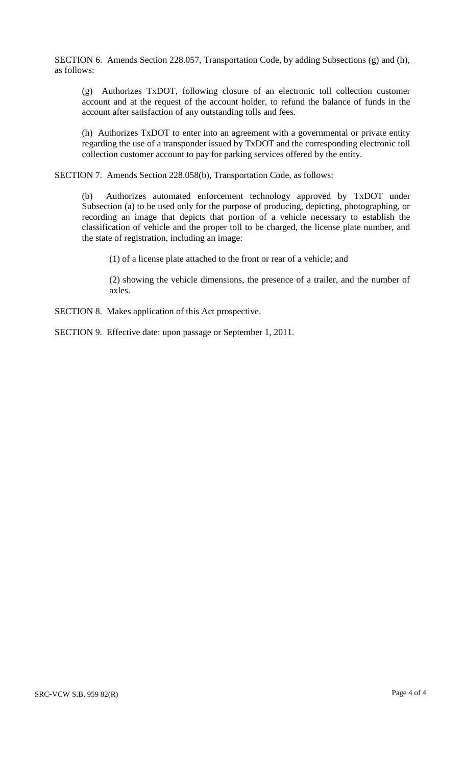SECTION 6. Amends Section 228.057, Transportation Code, by adding Subsections (g) and (h), as follows:

(g) Authorizes TxDOT, following closure of an electronic toll collection customer account and at the request of the account holder, to refund the balance of funds in the account after satisfaction of any outstanding tolls and fees.

(h) Authorizes TxDOT to enter into an agreement with a governmental or private entity regarding the use of a transponder issued by TxDOT and the corresponding electronic toll collection customer account to pay for parking services offered by the entity.

SECTION 7. Amends Section 228.058(b), Transportation Code, as follows:

(b) Authorizes automated enforcement technology approved by TxDOT under Subsection (a) to be used only for the purpose of producing, depicting, photographing, or recording an image that depicts that portion of a vehicle necessary to establish the classification of vehicle and the proper toll to be charged, the license plate number, and the state of registration, including an image:

(1) of a license plate attached to the front or rear of a vehicle; and

(2) showing the vehicle dimensions, the presence of a trailer, and the number of axles.

SECTION 8. Makes application of this Act prospective.

SECTION 9. Effective date: upon passage or September 1, 2011.

SRC-VCW S.B. 959 82(R)